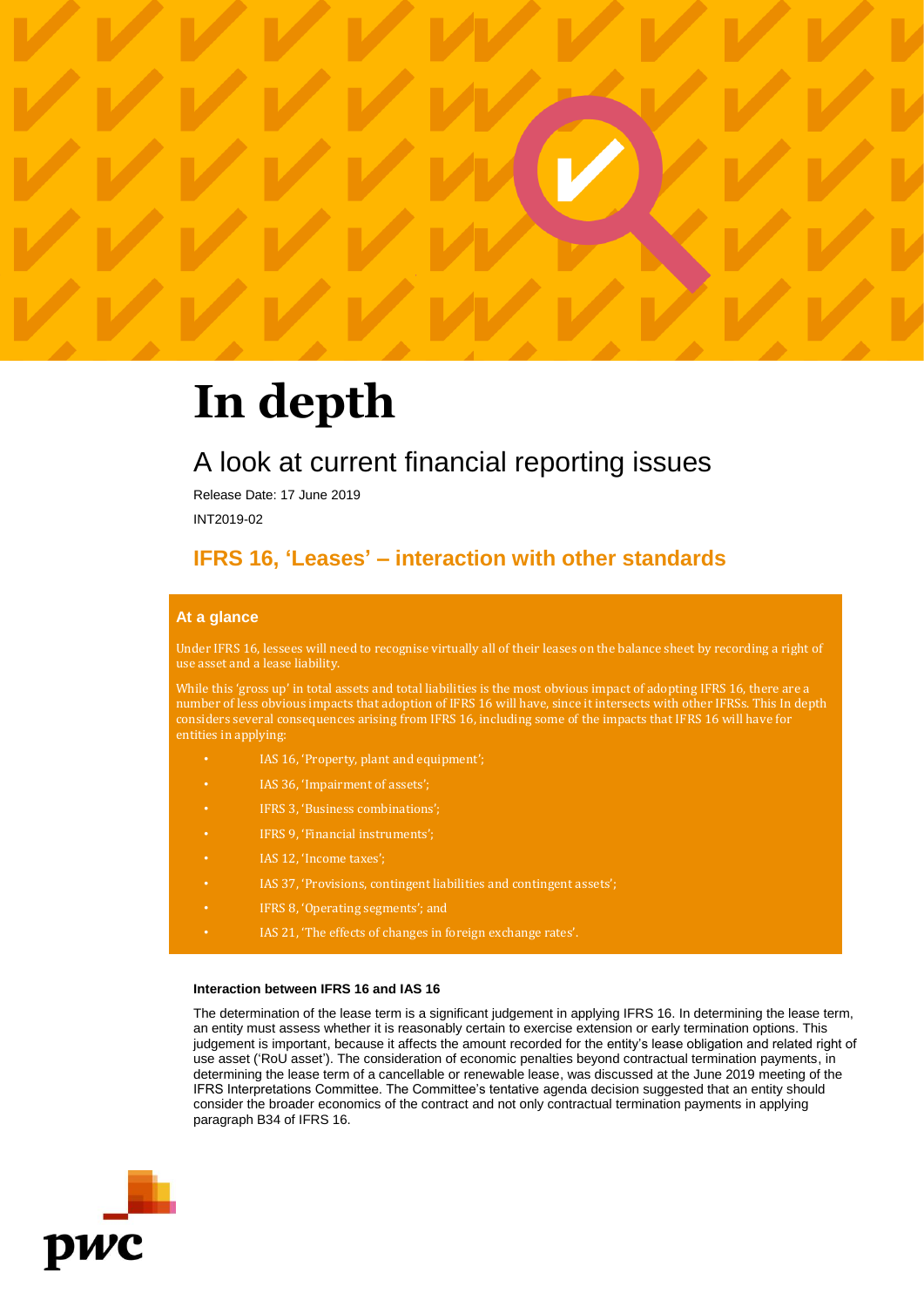# In depth

## A look at current financial reporting issues

Release Date: 17 June 2019

INT2019-02

## IFRS 16, 'Leases' – interaction with other standards

### At a glance

Under IFRS 16, lessees will need to recognise virtually all of their leases on the balance sheet by recording a right of use asset and a lease liability.

While this 'gross up' in total assets and total liabilities is the most obvious impact of adopting IFRS 16, there are a number of less obvious impacts that adoption of IFRS 16 will have, since it intersects with other IFRSs. This In depth considers several consequences arising from IFRS 16, including some of the impacts that IFRS 16 will have for entities in applying:

- IAS 16, 'Property, plant and equipment';
- IAS 36, 'Impairment of assets';
- IFRS 3, 'Business combinations';
- IFRS 9, 'Financial instruments';
- IAS 12, 'Income taxes';
- IAS 37, 'Provisions, contingent liabilities and contingent assets';
- IFRS 8, 'Operating segments'; and
- IAS 21, 'The effects of changes in foreign exchange rates'.

**Interaction between IFRS 16 and IAS 16**

The determination of the lease term is a significant judgement in applying IFRS 16. In determining the lease term, an entity must assess whether it is reasonably certain to exercise extension or early termination options. This judgement is important, because it affects the amount recorded for the entity's lease obligation and related right of use asset ('RoU asset'). The consideration of economic penalties beyond contractual termination payments, in determining the lease term of a cancellable or renewable lease, was discussed at the June 2019 meeting of the IFRS Interpretations Committee. The Committee's tentative agenda decision suggested that an entity should consider the broader economics of the contract and not only contractual termination payments in applying paragraph B34 of IFRS 16.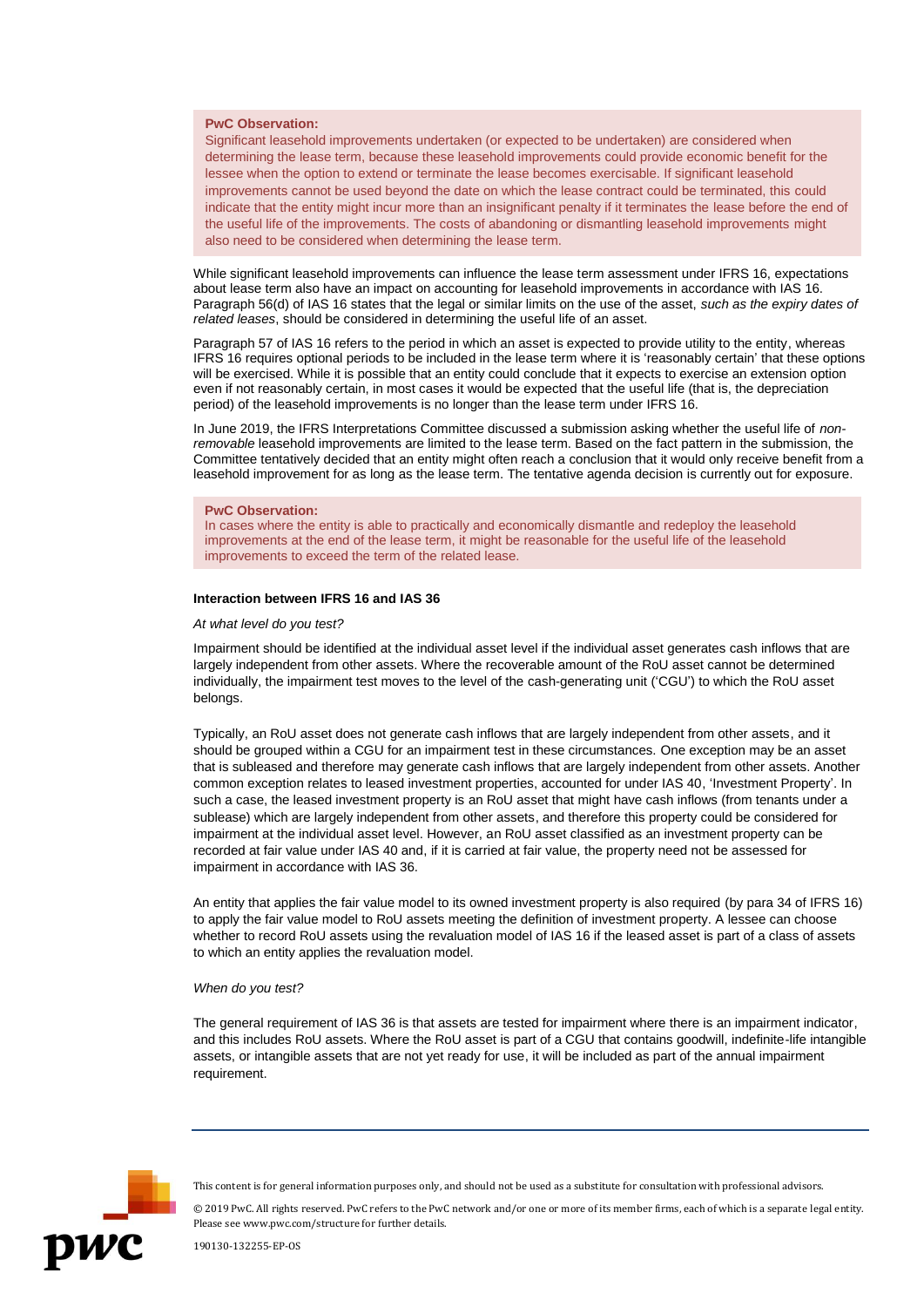**PwC Observation:**
Significant leasehold improvements undertaken (or expected to be undertaken) are considered when determining the lease term, because these leasehold improvements could provide economic benefit for the lessee when the option to extend or terminate the lease becomes exercisable. If significant leasehold improvements cannot be used beyond the date on which the lease contract could be terminated, this could indicate that the entity might incur more than an insignificant penalty if it terminates the lease before the end of the useful life of the improvements. The costs of abandoning or dismantling leasehold improvements might also need to be considered when determining the lease term.

While significant leasehold improvements can influence the lease term assessment under IFRS 16, expectations about lease term also have an impact on accounting for leasehold improvements in accordance with IAS 16. Paragraph 56(d) of IAS 16 states that the legal or similar limits on the use of the asset, *such as the expiry dates of related leases*, should be considered in determining the useful life of an asset.

Paragraph 57 of IAS 16 refers to the period in which an asset is expected to provide utility to the entity, whereas IFRS 16 requires optional periods to be included in the lease term where it is 'reasonably certain' that these options will be exercised. While it is possible that an entity could conclude that it expects to exercise an extension option even if not reasonably certain, in most cases it would be expected that the useful life (that is, the depreciation period) of the leasehold improvements is no longer than the lease term under IFRS 16.

In June 2019, the IFRS Interpretations Committee discussed a submission asking whether the useful life of *non-removable* leasehold improvements are limited to the lease term. Based on the fact pattern in the submission, the Committee tentatively decided that an entity might often reach a conclusion that it would only receive benefit from a leasehold improvement for as long as the lease term. The tentative agenda decision is currently out for exposure.

**PwC Observation:**
In cases where the entity is able to practically and economically dismantle and redeploy the leasehold improvements at the end of the lease term, it might be reasonable for the useful life of the leasehold improvements to exceed the term of the related lease.

**Interaction between IFRS 16 and IAS 36**

*At what level do you test?*

Impairment should be identified at the individual asset level if the individual asset generates cash inflows that are largely independent from other assets. Where the recoverable amount of the RoU asset cannot be determined individually, the impairment test moves to the level of the cash-generating unit ('CGU') to which the RoU asset belongs.

Typically, an RoU asset does not generate cash inflows that are largely independent from other assets, and it should be grouped within a CGU for an impairment test in these circumstances. One exception may be an asset that is subleased and therefore may generate cash inflows that are largely independent from other assets. Another common exception relates to leased investment properties, accounted for under IAS 40, 'Investment Property'. In such a case, the leased investment property is an RoU asset that might have cash inflows (from tenants under a sublease) which are largely independent from other assets, and therefore this property could be considered for impairment at the individual asset level. However, an RoU asset classified as an investment property can be recorded at fair value under IAS 40 and, if it is carried at fair value, the property need not be assessed for impairment in accordance with IAS 36.

An entity that applies the fair value model to its owned investment property is also required (by para 34 of IFRS 16) to apply the fair value model to RoU assets meeting the definition of investment property. A lessee can choose whether to record RoU assets using the revaluation model of IAS 16 if the leased asset is part of a class of assets to which an entity applies the revaluation model.

*When do you test?*

The general requirement of IAS 36 is that assets are tested for impairment where there is an impairment indicator, and this includes RoU assets. Where the RoU asset is part of a CGU that contains goodwill, indefinite-life intangible assets, or intangible assets that are not yet ready for use, it will be included as part of the annual impairment requirement.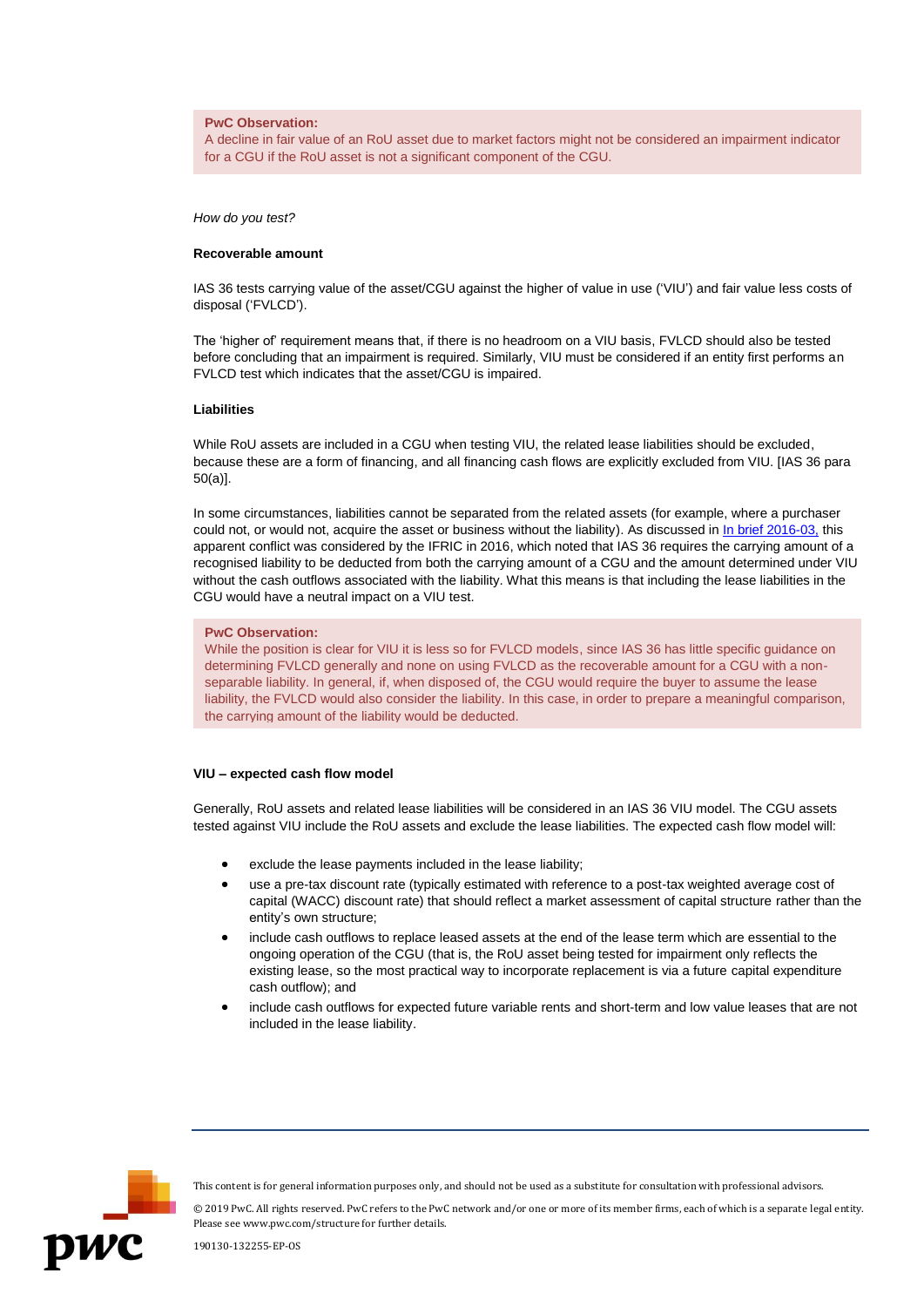> **PwC Observation:**
> A decline in fair value of an RoU asset due to market factors might not be considered an impairment indicator for a CGU if the RoU asset is not a significant component of the CGU.

*How do you test?*

**Recoverable amount**

IAS 36 tests carrying value of the asset/CGU against the higher of value in use ('VIU') and fair value less costs of disposal ('FVLCD').

The 'higher of' requirement means that, if there is no headroom on a VIU basis, FVLCD should also be tested before concluding that an impairment is required. Similarly, VIU must be considered if an entity first performs an FVLCD test which indicates that the asset/CGU is impaired.

**Liabilities**

While RoU assets are included in a CGU when testing VIU, the related lease liabilities should be excluded, because these are a form of financing, and all financing cash flows are explicitly excluded from VIU. [IAS 36 para 50(a)].

In some circumstances, liabilities cannot be separated from the related assets (for example, where a purchaser could not, or would not, acquire the asset or business without the liability). As discussed in In brief 2016-03, this apparent conflict was considered by the IFRIC in 2016, which noted that IAS 36 requires the carrying amount of a recognised liability to be deducted from both the carrying amount of a CGU and the amount determined under VIU without the cash outflows associated with the liability. What this means is that including the lease liabilities in the CGU would have a neutral impact on a VIU test.

> **PwC Observation:**
> While the position is clear for VIU it is less so for FVLCD models, since IAS 36 has little specific guidance on determining FVLCD generally and none on using FVLCD as the recoverable amount for a CGU with a non-separable liability. In general, if, when disposed of, the CGU would require the buyer to assume the lease liability, the FVLCD would also consider the liability. In this case, in order to prepare a meaningful comparison, the carrying amount of the liability would be deducted.

**VIU – expected cash flow model**

Generally, RoU assets and related lease liabilities will be considered in an IAS 36 VIU model. The CGU assets tested against VIU include the RoU assets and exclude the lease liabilities. The expected cash flow model will:

- exclude the lease payments included in the lease liability;
- use a pre-tax discount rate (typically estimated with reference to a post-tax weighted average cost of capital (WACC) discount rate) that should reflect a market assessment of capital structure rather than the entity's own structure;
- include cash outflows to replace leased assets at the end of the lease term which are essential to the ongoing operation of the CGU (that is, the RoU asset being tested for impairment only reflects the existing lease, so the most practical way to incorporate replacement is via a future capital expenditure cash outflow); and
- include cash outflows for expected future variable rents and short-term and low value leases that are not included in the lease liability.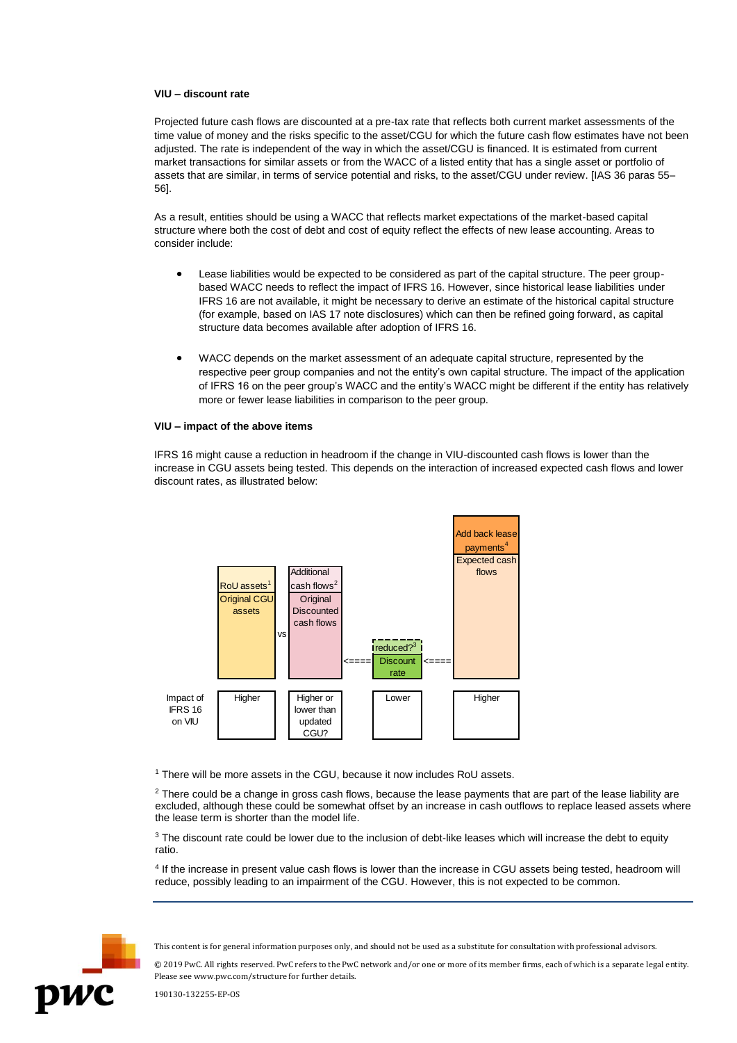**VIU – discount rate**

Projected future cash flows are discounted at a pre-tax rate that reflects both current market assessments of the time value of money and the risks specific to the asset/CGU for which the future cash flow estimates have not been adjusted. The rate is independent of the way in which the asset/CGU is financed. It is estimated from current market transactions for similar assets or from the WACC of a listed entity that has a single asset or portfolio of assets that are similar, in terms of service potential and risks, to the asset/CGU under review. [IAS 36 paras 55–56].

As a result, entities should be using a WACC that reflects market expectations of the market-based capital structure where both the cost of debt and cost of equity reflect the effects of new lease accounting. Areas to consider include:

- Lease liabilities would be expected to be considered as part of the capital structure. The peer group-based WACC needs to reflect the impact of IFRS 16. However, since historical lease liabilities under IFRS 16 are not available, it might be necessary to derive an estimate of the historical capital structure (for example, based on IAS 17 note disclosures) which can then be refined going forward, as capital structure data becomes available after adoption of IFRS 16.

- WACC depends on the market assessment of an adequate capital structure, represented by the respective peer group companies and not the entity's own capital structure. The impact of the application of IFRS 16 on the peer group's WACC and the entity's WACC might be different if the entity has relatively more or fewer lease liabilities in comparison to the peer group.

**VIU – impact of the above items**

IFRS 16 might cause a reduction in headroom if the change in VIU-discounted cash flows is lower than the increase in CGU assets being tested. This depends on the interaction of increased expected cash flows and lower discount rates, as illustrated below:

| | RoU assets[1] / Original CGU assets | vs | Additional cash flows[2] / Original Discounted cash flows | <==== | reduced?[3] / Discount rate | <==== | Add back lease payments[4] / Expected cash flows |
|---|---|---|---|---|---|---|---|
| Impact of IFRS 16 on VIU | Higher | | Higher or lower than updated CGU? | | Lower | | Higher |

[1] There will be more assets in the CGU, because it now includes RoU assets.

[2] There could be a change in gross cash flows, because the lease payments that are part of the lease liability are excluded, although these could be somewhat offset by an increase in cash outflows to replace leased assets where the lease term is shorter than the model life.

[3] The discount rate could be lower due to the inclusion of debt-like leases which will increase the debt to equity ratio.

[4] If the increase in present value cash flows is lower than the increase in CGU assets being tested, headroom will reduce, possibly leading to an impairment of the CGU. However, this is not expected to be common.

This content is for general information purposes only, and should not be used as a substitute for consultation with professional advisors.

© 2019 PwC. All rights reserved. PwC refers to the PwC network and/or one or more of its member firms, each of which is a separate legal entity. Please see www.pwc.com/structure for further details.

190130-132255-EP-OS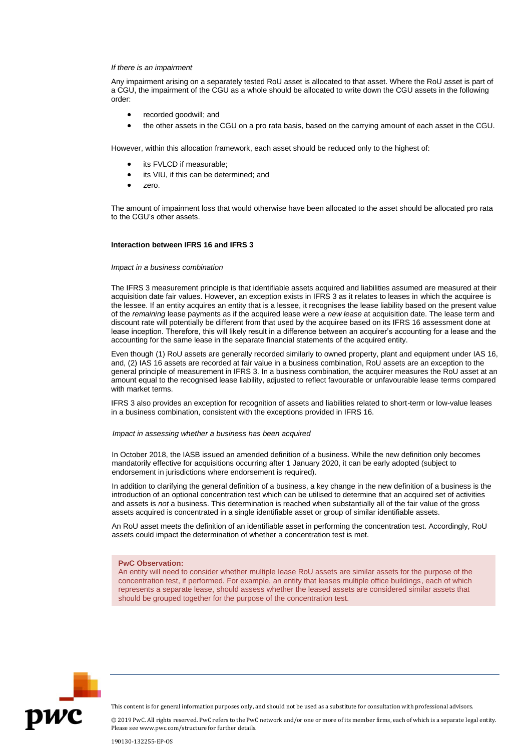*If there is an impairment*

Any impairment arising on a separately tested RoU asset is allocated to that asset. Where the RoU asset is part of a CGU, the impairment of the CGU as a whole should be allocated to write down the CGU assets in the following order:

- recorded goodwill; and
- the other assets in the CGU on a pro rata basis, based on the carrying amount of each asset in the CGU.

However, within this allocation framework, each asset should be reduced only to the highest of:

- its FVLCD if measurable;
- its VIU, if this can be determined; and
- zero.

The amount of impairment loss that would otherwise have been allocated to the asset should be allocated pro rata to the CGU's other assets.

**Interaction between IFRS 16 and IFRS 3**

*Impact in a business combination*

The IFRS 3 measurement principle is that identifiable assets acquired and liabilities assumed are measured at their acquisition date fair values. However, an exception exists in IFRS 3 as it relates to leases in which the acquiree is the lessee. If an entity acquires an entity that is a lessee, it recognises the lease liability based on the present value of the *remaining* lease payments as if the acquired lease were a *new lease* at acquisition date. The lease term and discount rate will potentially be different from that used by the acquiree based on its IFRS 16 assessment done at lease inception. Therefore, this will likely result in a difference between an acquirer's accounting for a lease and the accounting for the same lease in the separate financial statements of the acquired entity.

Even though (1) RoU assets are generally recorded similarly to owned property, plant and equipment under IAS 16, and, (2) IAS 16 assets are recorded at fair value in a business combination, RoU assets are an exception to the general principle of measurement in IFRS 3. In a business combination, the acquirer measures the RoU asset at an amount equal to the recognised lease liability, adjusted to reflect favourable or unfavourable lease terms compared with market terms.

IFRS 3 also provides an exception for recognition of assets and liabilities related to short-term or low-value leases in a business combination, consistent with the exceptions provided in IFRS 16.

*Impact in assessing whether a business has been acquired*

In October 2018, the IASB issued an amended definition of a business. While the new definition only becomes mandatorily effective for acquisitions occurring after 1 January 2020, it can be early adopted (subject to endorsement in jurisdictions where endorsement is required).

In addition to clarifying the general definition of a business, a key change in the new definition of a business is the introduction of an optional concentration test which can be utilised to determine that an acquired set of activities and assets is *not* a business. This determination is reached when substantially all of the fair value of the gross assets acquired is concentrated in a single identifiable asset or group of similar identifiable assets.

An RoU asset meets the definition of an identifiable asset in performing the concentration test. Accordingly, RoU assets could impact the determination of whether a concentration test is met.

**PwC Observation:**
An entity will need to consider whether multiple lease RoU assets are similar assets for the purpose of the concentration test, if performed. For example, an entity that leases multiple office buildings, each of which represents a separate lease, should assess whether the leased assets are considered similar assets that should be grouped together for the purpose of the concentration test.

This content is for general information purposes only, and should not be used as a substitute for consultation with professional advisors.

© 2019 PwC. All rights reserved. PwC refers to the PwC network and/or one or more of its member firms, each of which is a separate legal entity. Please see www.pwc.com/structure for further details.

190130-132255-EP-OS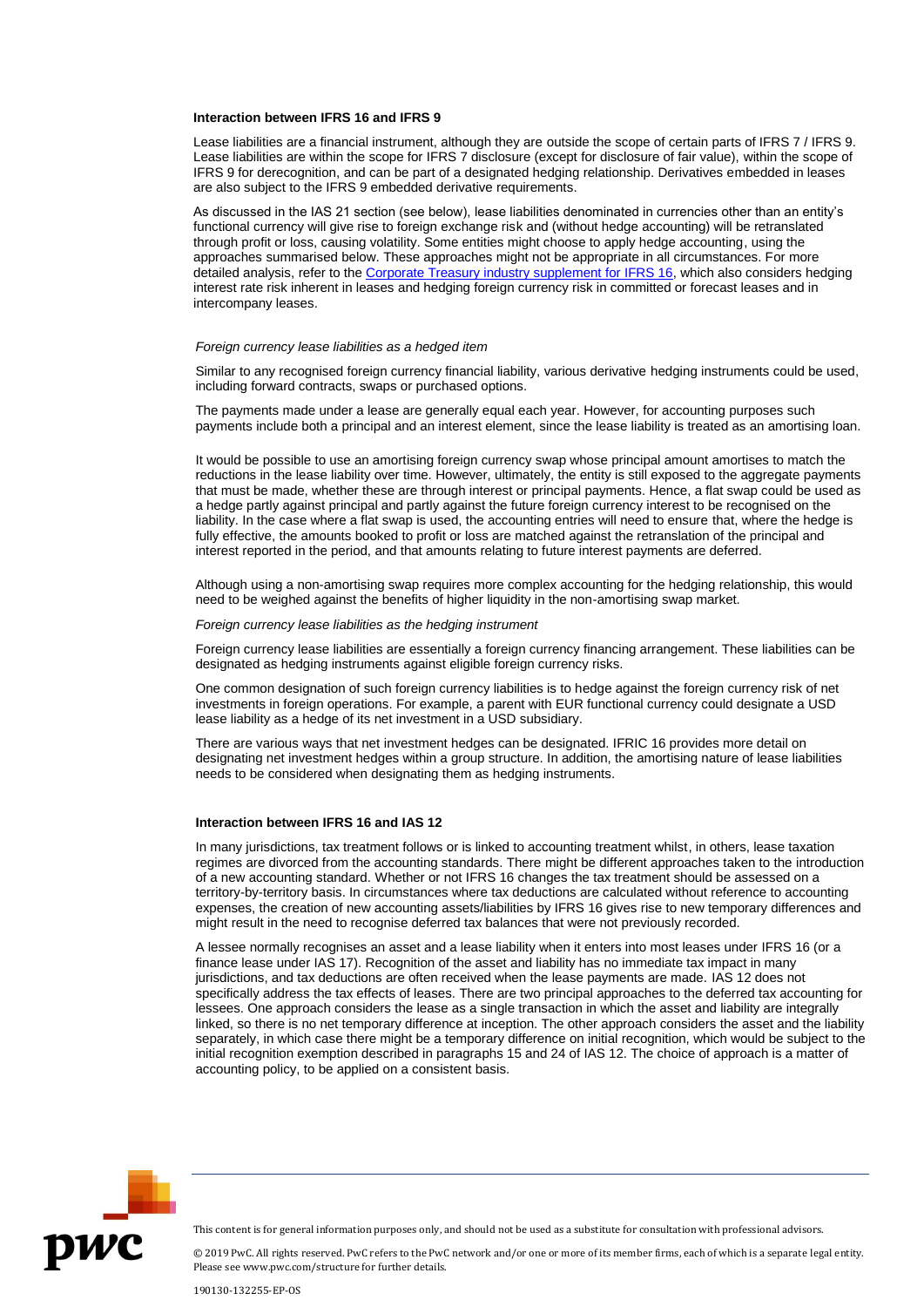### Interaction between IFRS 16 and IFRS 9

Lease liabilities are a financial instrument, although they are outside the scope of certain parts of IFRS 7 / IFRS 9. Lease liabilities are within the scope for IFRS 7 disclosure (except for disclosure of fair value), within the scope of IFRS 9 for derecognition, and can be part of a designated hedging relationship. Derivatives embedded in leases are also subject to the IFRS 9 embedded derivative requirements.

As discussed in the IAS 21 section (see below), lease liabilities denominated in currencies other than an entity's functional currency will give rise to foreign exchange risk and (without hedge accounting) will be retranslated through profit or loss, causing volatility. Some entities might choose to apply hedge accounting, using the approaches summarised below. These approaches might not be appropriate in all circumstances. For more detailed analysis, refer to the Corporate Treasury industry supplement for IFRS 16, which also considers hedging interest rate risk inherent in leases and hedging foreign currency risk in committed or forecast leases and in intercompany leases.

*Foreign currency lease liabilities as a hedged item*

Similar to any recognised foreign currency financial liability, various derivative hedging instruments could be used, including forward contracts, swaps or purchased options.

The payments made under a lease are generally equal each year. However, for accounting purposes such payments include both a principal and an interest element, since the lease liability is treated as an amortising loan.

It would be possible to use an amortising foreign currency swap whose principal amount amortises to match the reductions in the lease liability over time. However, ultimately, the entity is still exposed to the aggregate payments that must be made, whether these are through interest or principal payments. Hence, a flat swap could be used as a hedge partly against principal and partly against the future foreign currency interest to be recognised on the liability. In the case where a flat swap is used, the accounting entries will need to ensure that, where the hedge is fully effective, the amounts booked to profit or loss are matched against the retranslation of the principal and interest reported in the period, and that amounts relating to future interest payments are deferred.

Although using a non-amortising swap requires more complex accounting for the hedging relationship, this would need to be weighed against the benefits of higher liquidity in the non-amortising swap market.

*Foreign currency lease liabilities as the hedging instrument*

Foreign currency lease liabilities are essentially a foreign currency financing arrangement. These liabilities can be designated as hedging instruments against eligible foreign currency risks.

One common designation of such foreign currency liabilities is to hedge against the foreign currency risk of net investments in foreign operations. For example, a parent with EUR functional currency could designate a USD lease liability as a hedge of its net investment in a USD subsidiary.

There are various ways that net investment hedges can be designated. IFRIC 16 provides more detail on designating net investment hedges within a group structure. In addition, the amortising nature of lease liabilities needs to be considered when designating them as hedging instruments.

### Interaction between IFRS 16 and IAS 12

In many jurisdictions, tax treatment follows or is linked to accounting treatment whilst, in others, lease taxation regimes are divorced from the accounting standards. There might be different approaches taken to the introduction of a new accounting standard. Whether or not IFRS 16 changes the tax treatment should be assessed on a territory-by-territory basis. In circumstances where tax deductions are calculated without reference to accounting expenses, the creation of new accounting assets/liabilities by IFRS 16 gives rise to new temporary differences and might result in the need to recognise deferred tax balances that were not previously recorded.

A lessee normally recognises an asset and a lease liability when it enters into most leases under IFRS 16 (or a finance lease under IAS 17). Recognition of the asset and liability has no immediate tax impact in many jurisdictions, and tax deductions are often received when the lease payments are made. IAS 12 does not specifically address the tax effects of leases. There are two principal approaches to the deferred tax accounting for lessees. One approach considers the lease as a single transaction in which the asset and liability are integrally linked, so there is no net temporary difference at inception. The other approach considers the asset and the liability separately, in which case there might be a temporary difference on initial recognition, which would be subject to the initial recognition exemption described in paragraphs 15 and 24 of IAS 12. The choice of approach is a matter of accounting policy, to be applied on a consistent basis.

This content is for general information purposes only, and should not be used as a substitute for consultation with professional advisors.

© 2019 PwC. All rights reserved. PwC refers to the PwC network and/or one or more of its member firms, each of which is a separate legal entity. Please see www.pwc.com/structure for further details.

190130-132255-EP-OS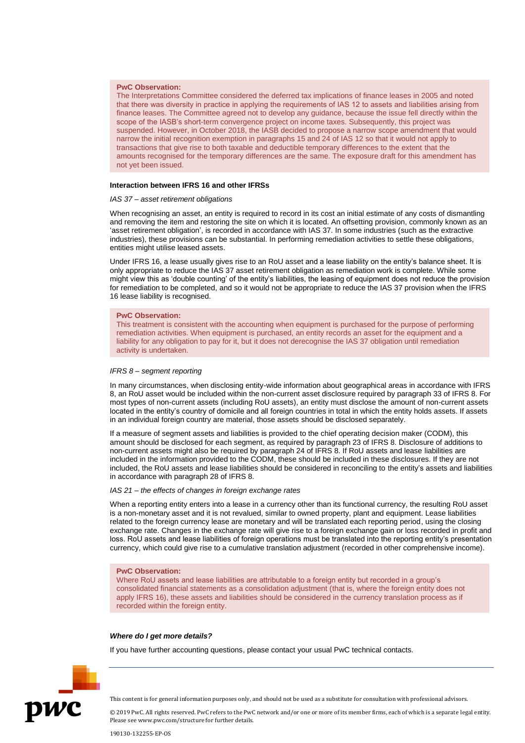**PwC Observation:**
The Interpretations Committee considered the deferred tax implications of finance leases in 2005 and noted that there was diversity in practice in applying the requirements of IAS 12 to assets and liabilities arising from finance leases. The Committee agreed not to develop any guidance, because the issue fell directly within the scope of the IASB's short-term convergence project on income taxes. Subsequently, this project was suspended. However, in October 2018, the IASB decided to propose a narrow scope amendment that would narrow the initial recognition exemption in paragraphs 15 and 24 of IAS 12 so that it would not apply to transactions that give rise to both taxable and deductible temporary differences to the extent that the amounts recognised for the temporary differences are the same. The exposure draft for this amendment has not yet been issued.

## Interaction between IFRS 16 and other IFRSs

*IAS 37 – asset retirement obligations*

When recognising an asset, an entity is required to record in its cost an initial estimate of any costs of dismantling and removing the item and restoring the site on which it is located. An offsetting provision, commonly known as an 'asset retirement obligation', is recorded in accordance with IAS 37. In some industries (such as the extractive industries), these provisions can be substantial. In performing remediation activities to settle these obligations, entities might utilise leased assets.

Under IFRS 16, a lease usually gives rise to an RoU asset and a lease liability on the entity's balance sheet. It is only appropriate to reduce the IAS 37 asset retirement obligation as remediation work is complete. While some might view this as 'double counting' of the entity's liabilities, the leasing of equipment does not reduce the provision for remediation to be completed, and so it would not be appropriate to reduce the IAS 37 provision when the IFRS 16 lease liability is recognised.

**PwC Observation:**
This treatment is consistent with the accounting when equipment is purchased for the purpose of performing remediation activities. When equipment is purchased, an entity records an asset for the equipment and a liability for any obligation to pay for it, but it does not derecognise the IAS 37 obligation until remediation activity is undertaken.

*IFRS 8 – segment reporting*

In many circumstances, when disclosing entity-wide information about geographical areas in accordance with IFRS 8, an RoU asset would be included within the non-current asset disclosure required by paragraph 33 of IFRS 8. For most types of non-current assets (including RoU assets), an entity must disclose the amount of non-current assets located in the entity's country of domicile and all foreign countries in total in which the entity holds assets. If assets in an individual foreign country are material, those assets should be disclosed separately.

If a measure of segment assets and liabilities is provided to the chief operating decision maker (CODM), this amount should be disclosed for each segment, as required by paragraph 23 of IFRS 8. Disclosure of additions to non-current assets might also be required by paragraph 24 of IFRS 8. If RoU assets and lease liabilities are included in the information provided to the CODM, these should be included in these disclosures. If they are not included, the RoU assets and lease liabilities should be considered in reconciling to the entity's assets and liabilities in accordance with paragraph 28 of IFRS 8.

*IAS 21 – the effects of changes in foreign exchange rates*

When a reporting entity enters into a lease in a currency other than its functional currency, the resulting RoU asset is a non-monetary asset and it is not revalued, similar to owned property, plant and equipment. Lease liabilities related to the foreign currency lease are monetary and will be translated each reporting period, using the closing exchange rate. Changes in the exchange rate will give rise to a foreign exchange gain or loss recorded in profit and loss. RoU assets and lease liabilities of foreign operations must be translated into the reporting entity's presentation currency, which could give rise to a cumulative translation adjustment (recorded in other comprehensive income).

**PwC Observation:**
Where RoU assets and lease liabilities are attributable to a foreign entity but recorded in a group's consolidated financial statements as a consolidation adjustment (that is, where the foreign entity does not apply IFRS 16), these assets and liabilities should be considered in the currency translation process as if recorded within the foreign entity.

***Where do I get more details?***

If you have further accounting questions, please contact your usual PwC technical contacts.

This content is for general information purposes only, and should not be used as a substitute for consultation with professional advisors.

© 2019 PwC. All rights reserved. PwC refers to the PwC network and/or one or more of its member firms, each of which is a separate legal entity. Please see www.pwc.com/structure for further details.

190130-132255-EP-OS